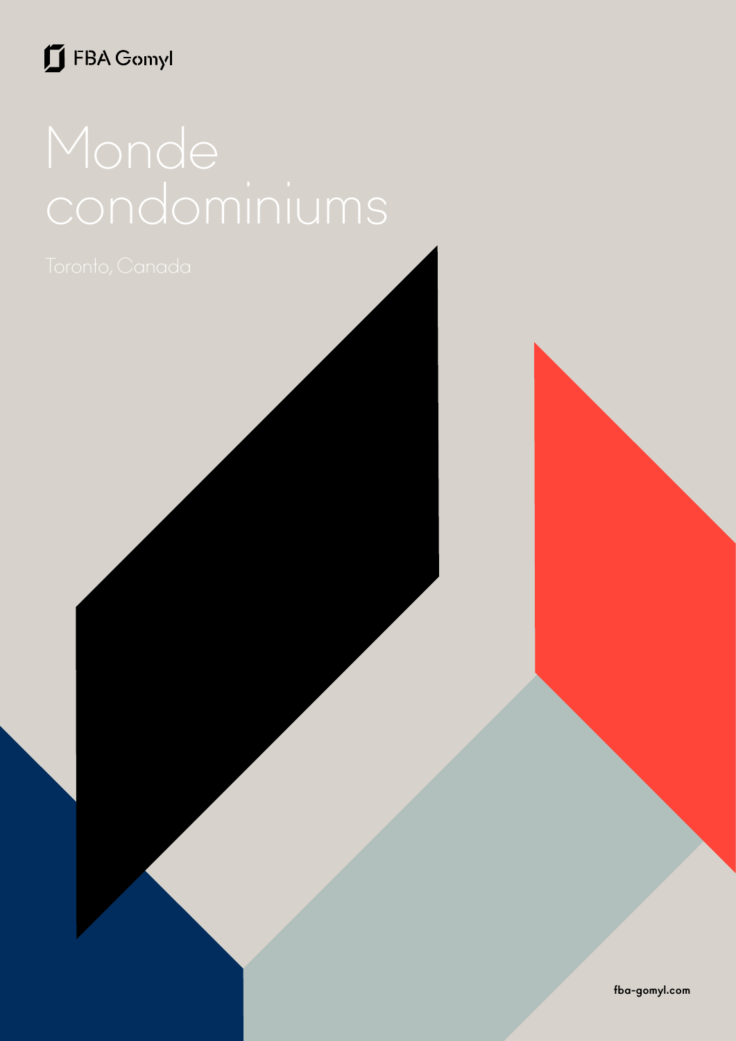FBA Gomyl

# Monde condominiums

Toronto, Canada

fba-gomyl.com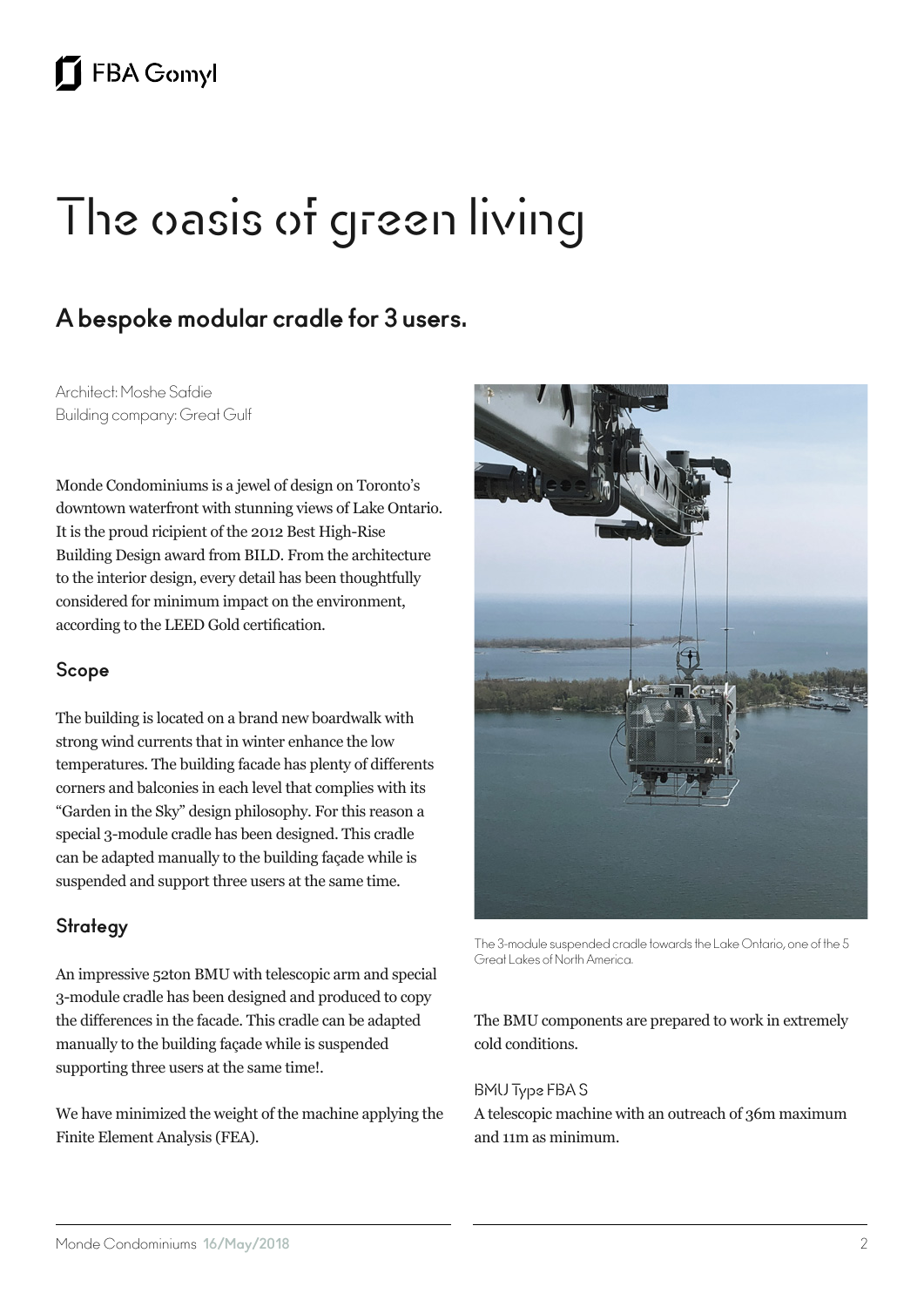# The oasis of green living

## A bespoke modular cradle for 3 users.

Architect: Moshe Safdie
Building company: Great Gulf

Monde Condominiums is a jewel of design on Toronto's downtown waterfront with stunning views of Lake Ontario. It is the proud ricipient of the 2012 Best High-Rise Building Design award from BILD. From the architecture to the interior design, every detail has been thoughtfully considered for minimum impact on the environment, according to the LEED Gold certification.

### Scope

The building is located on a brand new boardwalk with strong wind currents that in winter enhance the low temperatures. The building facade has plenty of differents corners and balconies in each level that complies with its "Garden in the Sky" design philosophy. For this reason a special 3-module cradle has been designed. This cradle can be adapted manually to the building façade while is suspended and support three users at the same time.

### Strategy

An impressive 52ton BMU with telescopic arm and special 3-module cradle has been designed and produced to copy the differences in the facade. This cradle can be adapted manually to the building façade while is suspended supporting three users at the same time!.

We have minimized the weight of the machine applying the Finite Element Analysis (FEA).

The 3-module suspended cradle towards the Lake Ontario, one of the 5 Great Lakes of North America.

The BMU components are prepared to work in extremely cold conditions.

BMU Type FBA S
A telescopic machine with an outreach of 36m maximum and 11m as minimum.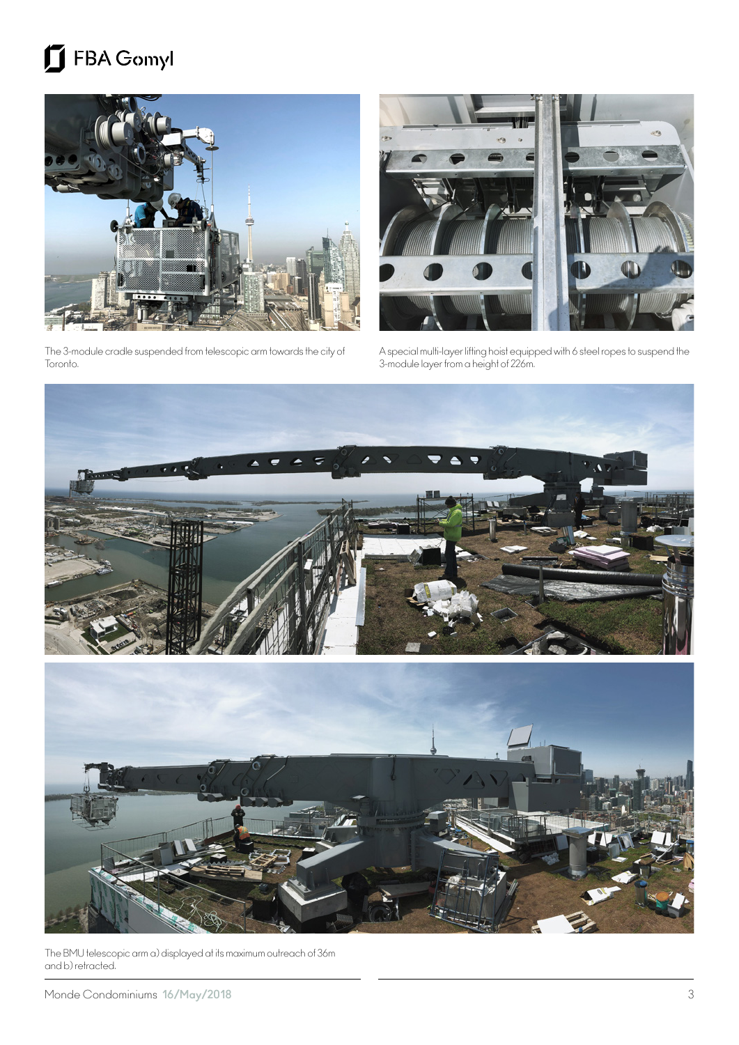The 3-module cradle suspended from telescopic arm towards the city of Toronto.

A special multi-layer lifting hoist equipped with 6 steel ropes to suspend the 3-module layer from a height of 226m.

The BMU telescopic arm a) displayed at its maximum outreach of 36m and b) retracted.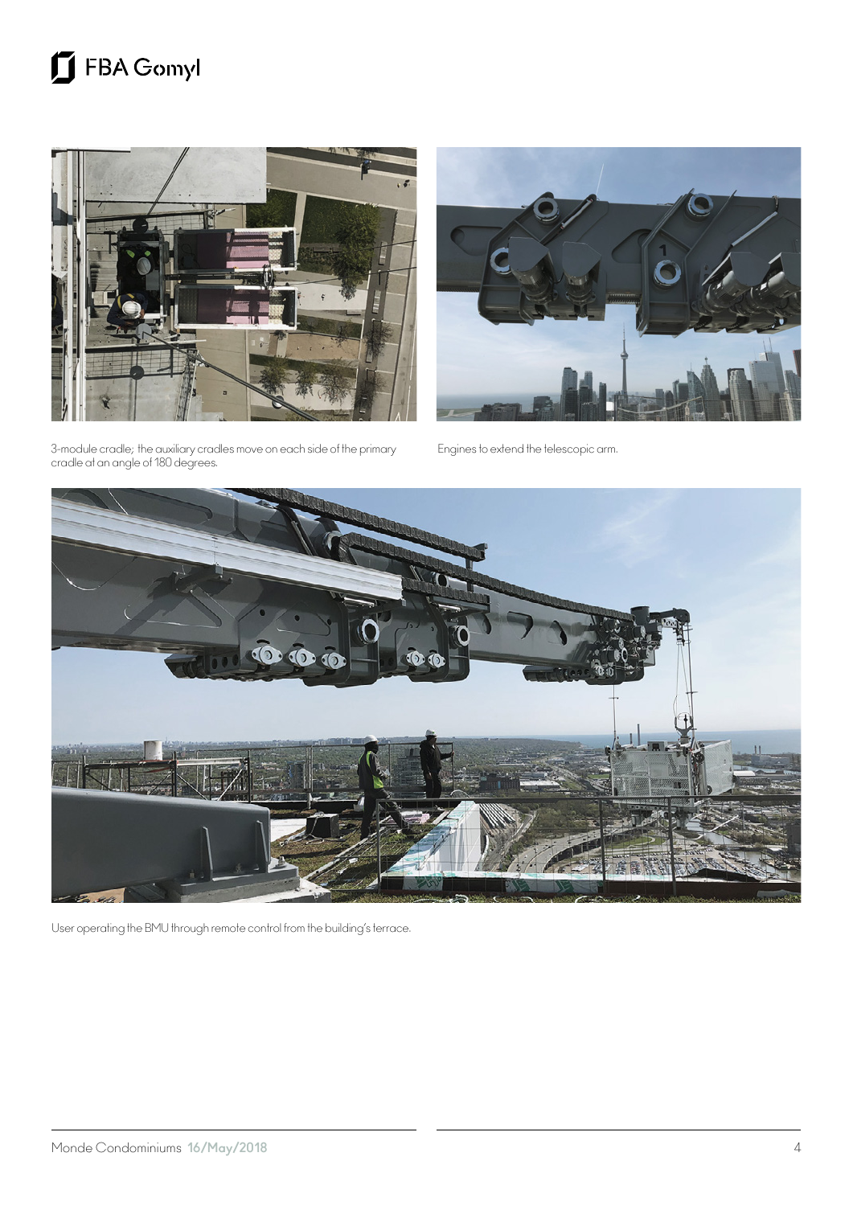3-module cradle; the auxiliary cradles move on each side of the primary cradle at an angle of 180 degrees.

Engines to extend the telescopic arm.

User operating the BMU through remote control from the building's terrace.